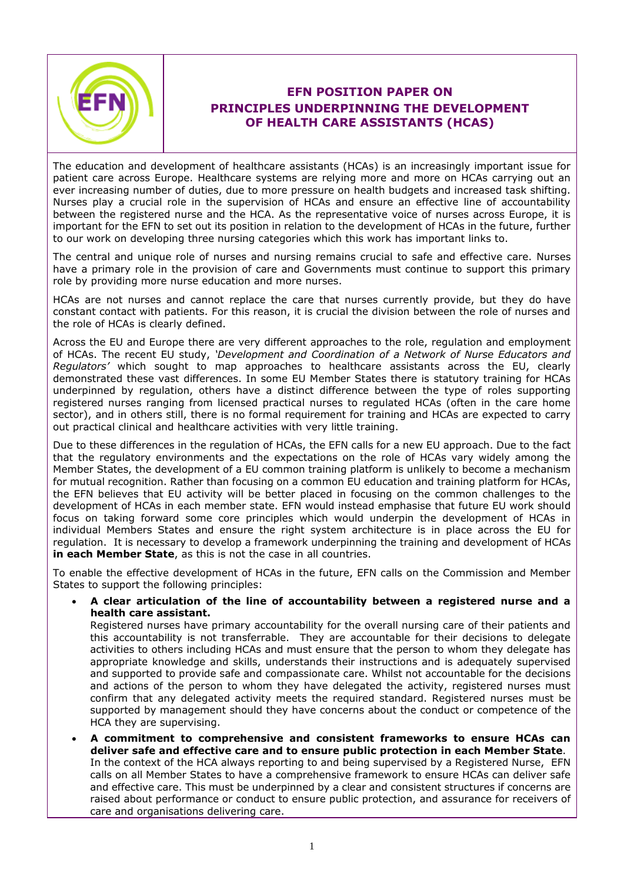# EFN POSITION PAPER ON PRINCIPLES UNDERPINNING THE DEVELOPMENT OF HEALTH CARE ASSISTANTS (HCAS)

The education and development of healthcare assistants (HCAs) is an increasingly important issue for patient care across Europe. Healthcare systems are relying more and more on HCAs carrying out an ever increasing number of duties, due to more pressure on health budgets and increased task shifting. Nurses play a crucial role in the supervision of HCAs and ensure an effective line of accountability between the registered nurse and the HCA. As the representative voice of nurses across Europe, it is important for the EFN to set out its position in relation to the development of HCAs in the future, further to our work on developing three nursing categories which this work has important links to.

The central and unique role of nurses and nursing remains crucial to safe and effective care. Nurses have a primary role in the provision of care and Governments must continue to support this primary role by providing more nurse education and more nurses.

HCAs are not nurses and cannot replace the care that nurses currently provide, but they do have constant contact with patients. For this reason, it is crucial the division between the role of nurses and the role of HCAs is clearly defined.

Across the EU and Europe there are very different approaches to the role, regulation and employment of HCAs. The recent EU study, *'Development and Coordination of a Network of Nurse Educators and Regulators'* which sought to map approaches to healthcare assistants across the EU, clearly demonstrated these vast differences. In some EU Member States there is statutory training for HCAs underpinned by regulation, others have a distinct difference between the type of roles supporting registered nurses ranging from licensed practical nurses to regulated HCAs (often in the care home sector), and in others still, there is no formal requirement for training and HCAs are expected to carry out practical clinical and healthcare activities with very little training.

Due to these differences in the regulation of HCAs, the EFN calls for a new EU approach. Due to the fact that the regulatory environments and the expectations on the role of HCAs vary widely among the Member States, the development of a EU common training platform is unlikely to become a mechanism for mutual recognition. Rather than focusing on a common EU education and training platform for HCAs, the EFN believes that EU activity will be better placed in focusing on the common challenges to the development of HCAs in each member state. EFN would instead emphasise that future EU work should focus on taking forward some core principles which would underpin the development of HCAs in individual Members States and ensure the right system architecture is in place across the EU for regulation. It is necessary to develop a framework underpinning the training and development of HCAs **in each Member State**, as this is not the case in all countries.

To enable the effective development of HCAs in the future, EFN calls on the Commission and Member States to support the following principles:

- **A clear articulation of the line of accountability between a registered nurse and a health care assistant.**
  Registered nurses have primary accountability for the overall nursing care of their patients and this accountability is not transferrable. They are accountable for their decisions to delegate activities to others including HCAs and must ensure that the person to whom they delegate has appropriate knowledge and skills, understands their instructions and is adequately supervised and supported to provide safe and compassionate care. Whilst not accountable for the decisions and actions of the person to whom they have delegated the activity, registered nurses must confirm that any delegated activity meets the required standard. Registered nurses must be supported by management should they have concerns about the conduct or competence of the HCA they are supervising.

- **A commitment to comprehensive and consistent frameworks to ensure HCAs can deliver safe and effective care and to ensure public protection in each Member State**.
  In the context of the HCA always reporting to and being supervised by a Registered Nurse, EFN calls on all Member States to have a comprehensive framework to ensure HCAs can deliver safe and effective care. This must be underpinned by a clear and consistent structures if concerns are raised about performance or conduct to ensure public protection, and assurance for receivers of care and organisations delivering care.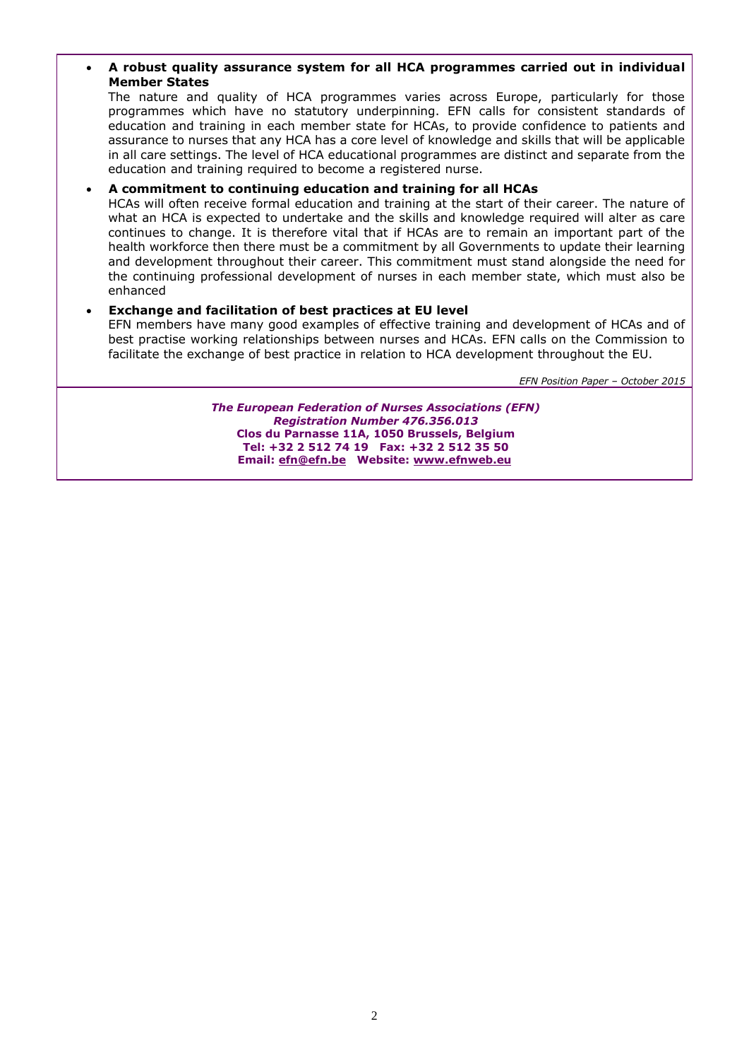- **A robust quality assurance system for all HCA programmes carried out in individual Member States**
  The nature and quality of HCA programmes varies across Europe, particularly for those programmes which have no statutory underpinning. EFN calls for consistent standards of education and training in each member state for HCAs, to provide confidence to patients and assurance to nurses that any HCA has a core level of knowledge and skills that will be applicable in all care settings. The level of HCA educational programmes are distinct and separate from the education and training required to become a registered nurse.

- **A commitment to continuing education and training for all HCAs**
  HCAs will often receive formal education and training at the start of their career. The nature of what an HCA is expected to undertake and the skills and knowledge required will alter as care continues to change. It is therefore vital that if HCAs are to remain an important part of the health workforce then there must be a commitment by all Governments to update their learning and development throughout their career. This commitment must stand alongside the need for the continuing professional development of nurses in each member state, which must also be enhanced

- **Exchange and facilitation of best practices at EU level**
  EFN members have many good examples of effective training and development of HCAs and of best practise working relationships between nurses and HCAs. EFN calls on the Commission to facilitate the exchange of best practice in relation to HCA development throughout the EU.

*EFN Position Paper – October 2015*

***The European Federation of Nurses Associations (EFN)***
***Registration Number 476.356.013***
**Clos du Parnasse 11A, 1050 Brussels, Belgium**
**Tel: +32 2 512 74 19 Fax: +32 2 512 35 50**
**Email: efn@efn.be Website: www.efnweb.eu**